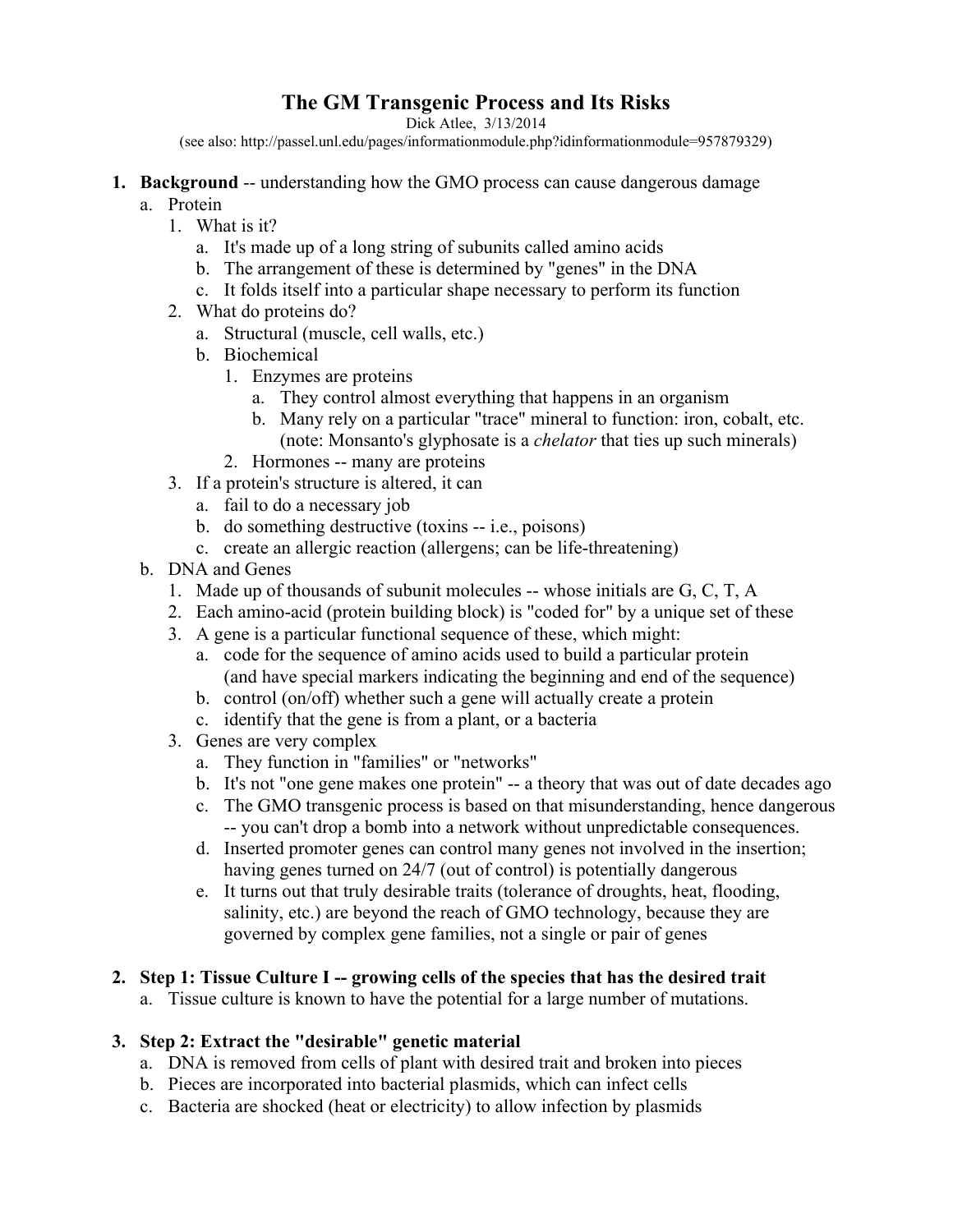# The GM Transgenic Process and Its Risks

Dick Atlee, 3/13/2014

(see also: http://passel.unl.edu/pages/informationmodule.php?idinformationmodule=957879329)

1. **Background** -- understanding how the GMO process can cause dangerous damage
    a. Protein
        1. What is it?
            a. It's made up of a long string of subunits called amino acids
            b. The arrangement of these is determined by "genes" in the DNA
            c. It folds itself into a particular shape necessary to perform its function
        2. What do proteins do?
            a. Structural (muscle, cell walls, etc.)
            b. Biochemical
                1. Enzymes are proteins
                    a. They control almost everything that happens in an organism
                    b. Many rely on a particular "trace" mineral to function: iron, cobalt, etc. (note: Monsanto's glyphosate is a *chelator* that ties up such minerals)
                2. Hormones -- many are proteins
        3. If a protein's structure is altered, it can
            a. fail to do a necessary job
            b. do something destructive (toxins -- i.e., poisons)
            c. create an allergic reaction (allergens; can be life-threatening)
    b. DNA and Genes
        1. Made up of thousands of subunit molecules -- whose initials are G, C, T, A
        2. Each amino-acid (protein building block) is "coded for" by a unique set of these
        3. A gene is a particular functional sequence of these, which might:
            a. code for the sequence of amino acids used to build a particular protein (and have special markers indicating the beginning and end of the sequence)
            b. control (on/off) whether such a gene will actually create a protein
            c. identify that the gene is from a plant, or a bacteria
        3. Genes are very complex
            a. They function in "families" or "networks"
            b. It's not "one gene makes one protein" -- a theory that was out of date decades ago
            c. The GMO transgenic process is based on that misunderstanding, hence dangerous -- you can't drop a bomb into a network without unpredictable consequences.
            d. Inserted promoter genes can control many genes not involved in the insertion; having genes turned on 24/7 (out of control) is potentially dangerous
            e. It turns out that truly desirable traits (tolerance of droughts, heat, flooding, salinity, etc.) are beyond the reach of GMO technology, because they are governed by complex gene families, not a single or pair of genes

2. **Step 1: Tissue Culture I -- growing cells of the species that has the desired trait**
    a. Tissue culture is known to have the potential for a large number of mutations.

3. **Step 2: Extract the "desirable" genetic material**
    a. DNA is removed from cells of plant with desired trait and broken into pieces
    b. Pieces are incorporated into bacterial plasmids, which can infect cells
    c. Bacteria are shocked (heat or electricity) to allow infection by plasmids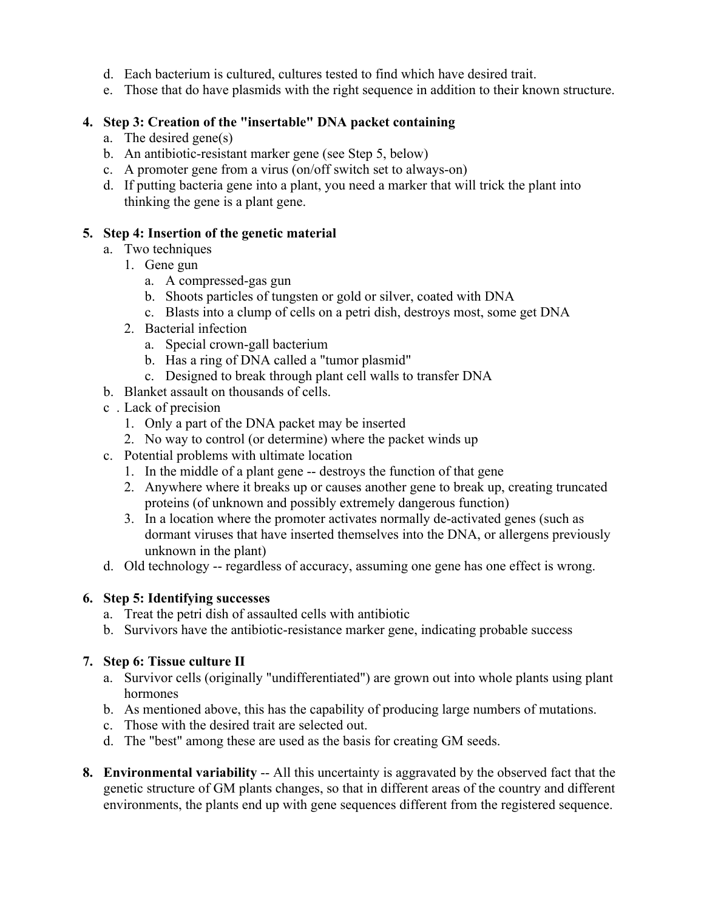d. Each bacterium is cultured, cultures tested to find which have desired trait.
e. Those that do have plasmids with the right sequence in addition to their known structure.

4. **Step 3: Creation of the "insertable" DNA packet containing**
   a. The desired gene(s)
   b. An antibiotic-resistant marker gene (see Step 5, below)
   c. A promoter gene from a virus (on/off switch set to always-on)
   d. If putting bacteria gene into a plant, you need a marker that will trick the plant into thinking the gene is a plant gene.

5. **Step 4: Insertion of the genetic material**
   a. Two techniques
      1. Gene gun
         a. A compressed-gas gun
         b. Shoots particles of tungsten or gold or silver, coated with DNA
         c. Blasts into a clump of cells on a petri dish, destroys most, some get DNA
      2. Bacterial infection
         a. Special crown-gall bacterium
         b. Has a ring of DNA called a "tumor plasmid"
         c. Designed to break through plant cell walls to transfer DNA
   b. Blanket assault on thousands of cells.
   c . Lack of precision
      1. Only a part of the DNA packet may be inserted
      2. No way to control (or determine) where the packet winds up
   c. Potential problems with ultimate location
      1. In the middle of a plant gene -- destroys the function of that gene
      2. Anywhere where it breaks up or causes another gene to break up, creating truncated proteins (of unknown and possibly extremely dangerous function)
      3. In a location where the promoter activates normally de-activated genes (such as dormant viruses that have inserted themselves into the DNA, or allergens previously unknown in the plant)
   d. Old technology -- regardless of accuracy, assuming one gene has one effect is wrong.

6. **Step 5: Identifying successes**
   a. Treat the petri dish of assaulted cells with antibiotic
   b. Survivors have the antibiotic-resistance marker gene, indicating probable success

7. **Step 6: Tissue culture II**
   a. Survivor cells (originally "undifferentiated") are grown out into whole plants using plant hormones
   b. As mentioned above, this has the capability of producing large numbers of mutations.
   c. Those with the desired trait are selected out.
   d. The "best" among these are used as the basis for creating GM seeds.

8. **Environmental variability** -- All this uncertainty is aggravated by the observed fact that the genetic structure of GM plants changes, so that in different areas of the country and different environments, the plants end up with gene sequences different from the registered sequence.